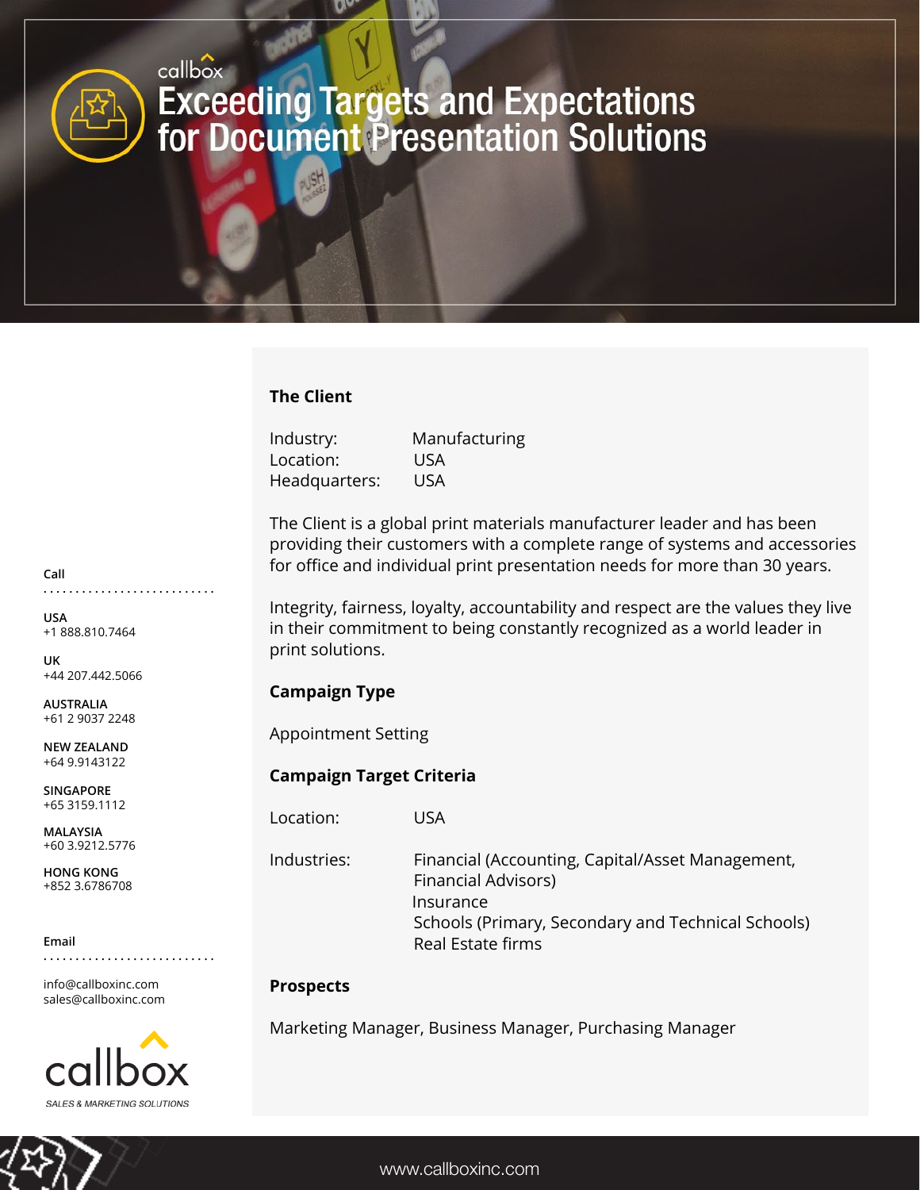callbox

# Exceeding Targets and Expectations for Document Presentation Solutions

## The Client

Industry: Manufacturing
Location: USA
Headquarters: USA

The Client is a global print materials manufacturer leader and has been providing their customers with a complete range of systems and accessories for office and individual print presentation needs for more than 30 years.

Integrity, fairness, loyalty, accountability and respect are the values they live in their commitment to being constantly recognized as a world leader in print solutions.

## Campaign Type

Appointment Setting

## Campaign Target Criteria

Location: USA

Industries: Financial (Accounting, Capital/Asset Management, Financial Advisors)
Insurance
Schools (Primary, Secondary and Technical Schools)
Real Estate firms

## Prospects

Marketing Manager, Business Manager, Purchasing Manager

**Call**

**USA**
+1 888.810.7464

**UK**
+44 207.442.5066

**AUSTRALIA**
+61 2 9037 2248

**NEW ZEALAND**
+64 9.9143122

**SINGAPORE**
+65 3159.1112

**MALAYSIA**
+60 3.9212.5776

**HONG KONG**
+852 3.6786708

**Email**

info@callboxinc.com
sales@callboxinc.com

callbox
SALES & MARKETING SOLUTIONS

www.callboxinc.com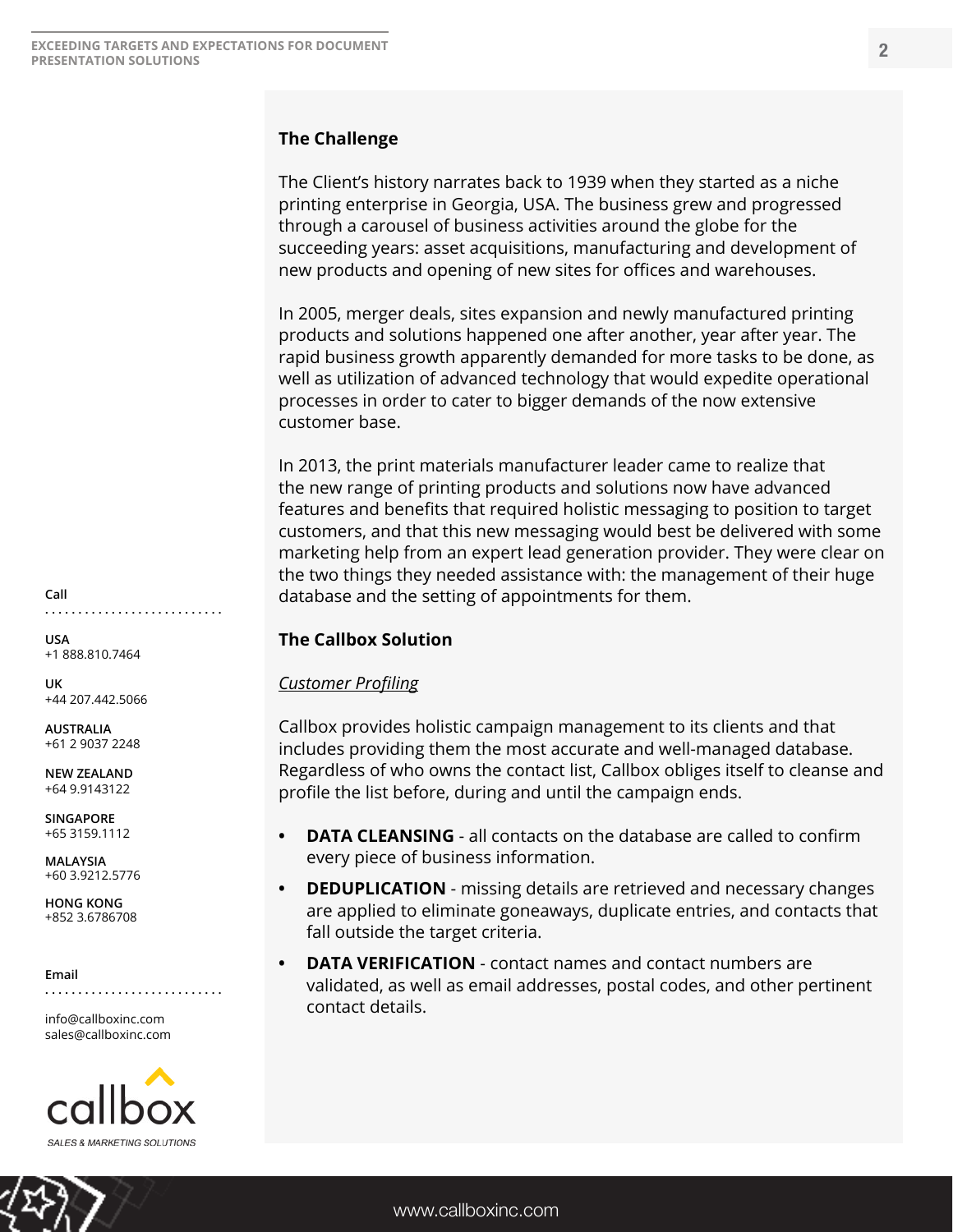Call

USA
+1 888.810.7464

UK
+44 207.442.5066

AUSTRALIA
+61 2 9037 2248

NEW ZEALAND
+64 9.9143122

SINGAPORE
+65 3159.1112

MALAYSIA
+60 3.9212.5776

HONG KONG
+852 3.6786708

Email

info@callboxinc.com
sales@callboxinc.com

## The Challenge

The Client's history narrates back to 1939 when they started as a niche printing enterprise in Georgia, USA. The business grew and progressed through a carousel of business activities around the globe for the succeeding years: asset acquisitions, manufacturing and development of new products and opening of new sites for offices and warehouses.

In 2005, merger deals, sites expansion and newly manufactured printing products and solutions happened one after another, year after year. The rapid business growth apparently demanded for more tasks to be done, as well as utilization of advanced technology that would expedite operational processes in order to cater to bigger demands of the now extensive customer base.

In 2013, the print materials manufacturer leader came to realize that the new range of printing products and solutions now have advanced features and benefits that required holistic messaging to position to target customers, and that this new messaging would best be delivered with some marketing help from an expert lead generation provider. They were clear on the two things they needed assistance with: the management of their huge database and the setting of appointments for them.

## The Callbox Solution

*Customer Profiling*

Callbox provides holistic campaign management to its clients and that includes providing them the most accurate and well-managed database. Regardless of who owns the contact list, Callbox obliges itself to cleanse and profile the list before, during and until the campaign ends.

- **DATA CLEANSING** - all contacts on the database are called to confirm every piece of business information.
- **DEDUPLICATION** - missing details are retrieved and necessary changes are applied to eliminate goneaways, duplicate entries, and contacts that fall outside the target criteria.
- **DATA VERIFICATION** - contact names and contact numbers are validated, as well as email addresses, postal codes, and other pertinent contact details.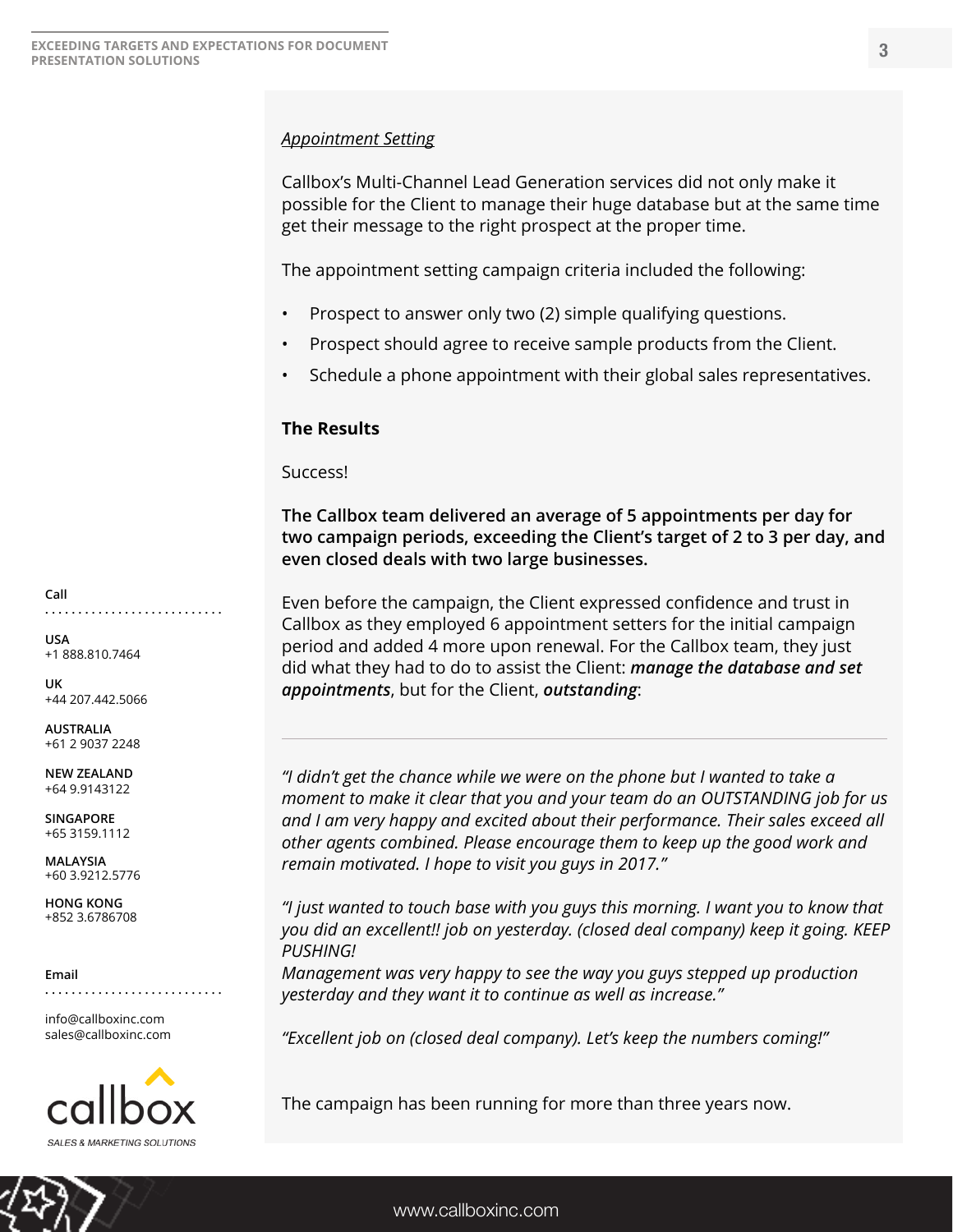*Appointment Setting*

Callbox's Multi-Channel Lead Generation services did not only make it possible for the Client to manage their huge database but at the same time get their message to the right prospect at the proper time.

The appointment setting campaign criteria included the following:

- Prospect to answer only two (2) simple qualifying questions.
- Prospect should agree to receive sample products from the Client.
- Schedule a phone appointment with their global sales representatives.

**The Results**

Success!

**The Callbox team delivered an average of 5 appointments per day for two campaign periods, exceeding the Client's target of 2 to 3 per day, and even closed deals with two large businesses.**

Even before the campaign, the Client expressed confidence and trust in Callbox as they employed 6 appointment setters for the initial campaign period and added 4 more upon renewal. For the Callbox team, they just did what they had to do to assist the Client: ***manage the database and set appointments***, but for the Client, ***outstanding***:

---

*"I didn't get the chance while we were on the phone but I wanted to take a moment to make it clear that you and your team do an OUTSTANDING job for us and I am very happy and excited about their performance. Their sales exceed all other agents combined. Please encourage them to keep up the good work and remain motivated. I hope to visit you guys in 2017."*

*"I just wanted to touch base with you guys this morning. I want you to know that you did an excellent!! job on yesterday. (closed deal company) keep it going. KEEP PUSHING!*
*Management was very happy to see the way you guys stepped up production yesterday and they want it to continue as well as increase."*

*"Excellent job on (closed deal company). Let's keep the numbers coming!"*

The campaign has been running for more than three years now.

**Call**

**USA**
+1 888.810.7464

**UK**
+44 207.442.5066

**AUSTRALIA**
+61 2 9037 2248

**NEW ZEALAND**
+64 9.9143122

**SINGAPORE**
+65 3159.1112

**MALAYSIA**
+60 3.9212.5776

**HONG KONG**
+852 3.6786708

**Email**

info@callboxinc.com
sales@callboxinc.com

callbox
SALES & MARKETING SOLUTIONS

www.callboxinc.com